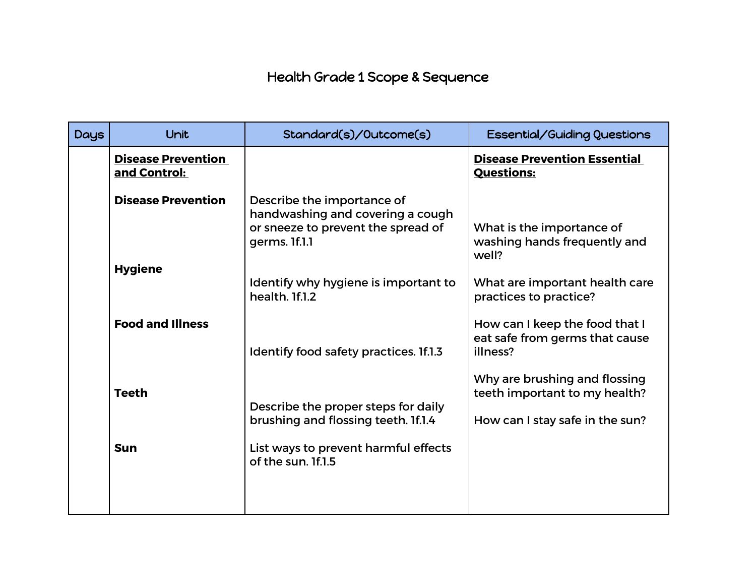# Health Grade 1 Scope & Sequence

| Days | Unit | Standard(s)/Outcome(s) | Essential/Guiding Questions |
|---|---|---|---|
| | **Disease Prevention and Control:** | | **Disease Prevention Essential Questions:** |
| | **Disease Prevention** | Describe the importance of handwashing and covering a cough or sneeze to prevent the spread of germs. 1f.1.1 | What is the importance of washing hands frequently and well? |
| | **Hygiene** | Identify why hygiene is important to health. 1f.1.2 | What are important health care practices to practice? |
| | **Food and Illness** | Identify food safety practices. 1f.1.3 | How can I keep the food that I eat safe from germs that cause illness? |
| | **Teeth** | Describe the proper steps for daily brushing and flossing teeth. 1f.1.4 | Why are brushing and flossing teeth important to my health? |
| | **Sun** | List ways to prevent harmful effects of the sun. 1f.1.5 | How can I stay safe in the sun? |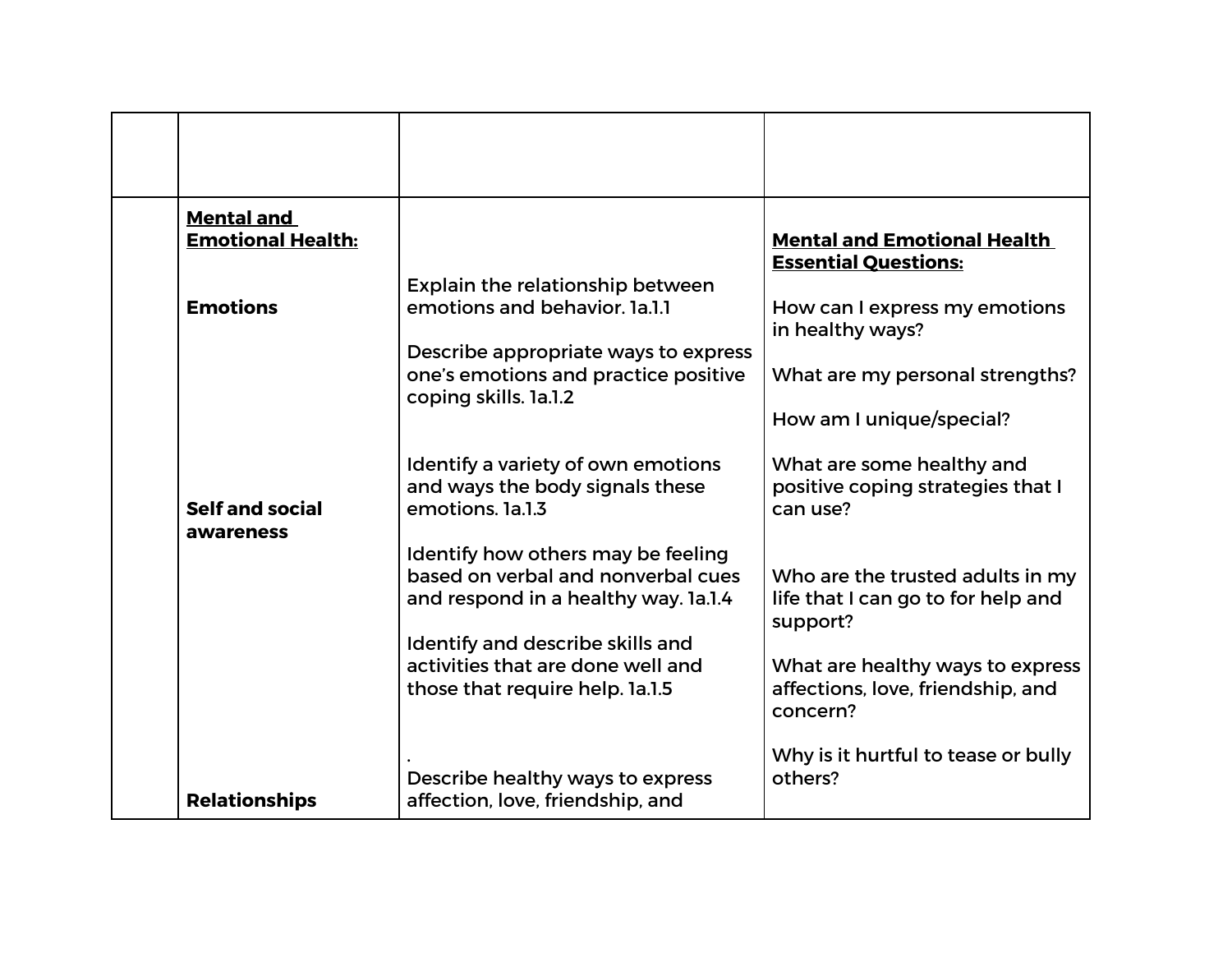| | | | |
|---|---|---|---|
| | | | |
| | **Mental and Emotional Health:**<br><br>**Emotions**<br><br><br><br><br><br>**Self and social awareness**<br><br><br><br><br><br><br>**Relationships** | Explain the relationship between emotions and behavior. 1a.1.1<br><br>Describe appropriate ways to express one's emotions and practice positive coping skills. 1a.1.2<br><br>Identify a variety of own emotions and ways the body signals these emotions. 1a.1.3<br><br>Identify how others may be feeling based on verbal and nonverbal cues and respond in a healthy way. 1a.1.4<br><br>Identify and describe skills and activities that are done well and those that require help. 1a.1.5<br><br>.<br>Describe healthy ways to express affection, love, friendship, and | **Mental and Emotional Health Essential Questions:**<br><br>How can I express my emotions in healthy ways?<br><br>What are my personal strengths?<br><br>How am I unique/special?<br><br>What are some healthy and positive coping strategies that I can use?<br><br>Who are the trusted adults in my life that I can go to for help and support?<br><br>What are healthy ways to express affections, love, friendship, and concern?<br><br>Why is it hurtful to tease or bully others? |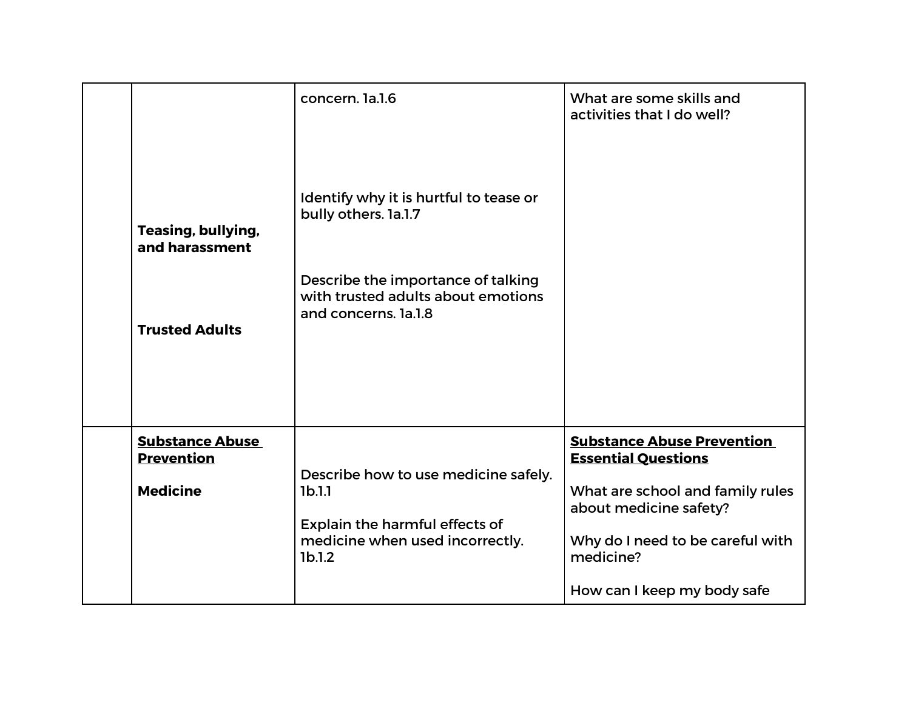| | | | |
|---|---|---|---|
| | **Teasing, bullying, and harassment**<br><br>**Trusted Adults** | concern. 1a.1.6<br><br>Identify why it is hurtful to tease or bully others. 1a.1.7<br><br>Describe the importance of talking with trusted adults about emotions and concerns. 1a.1.8 | What are some skills and activities that I do well? |
| | **Substance Abuse Prevention**<br><br>**Medicine** | Describe how to use medicine safely. 1b.1.1<br><br>Explain the harmful effects of medicine when used incorrectly. 1b.1.2 | **Substance Abuse Prevention Essential Questions**<br><br>What are school and family rules about medicine safety?<br><br>Why do I need to be careful with medicine?<br><br>How can I keep my body safe |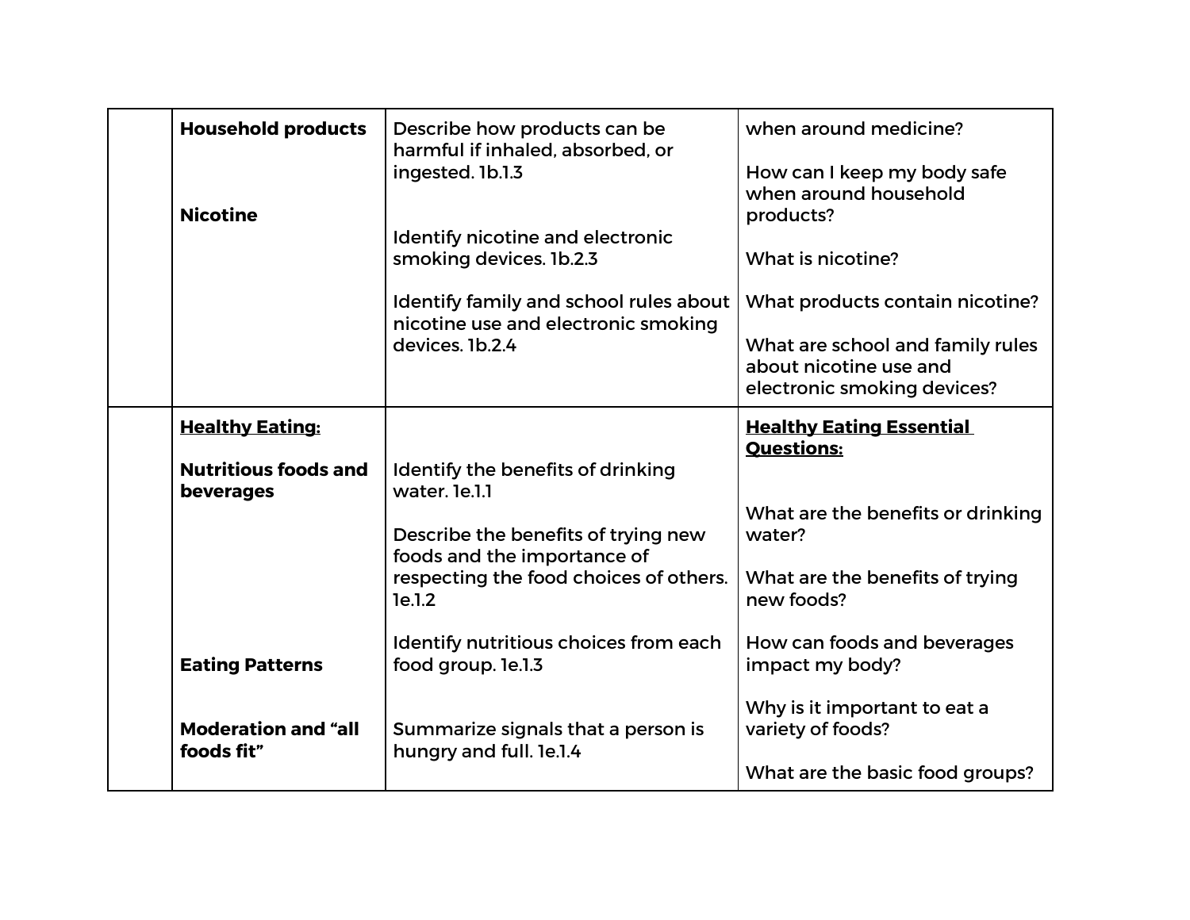| | | | |
|---|---|---|---|
| | **Household products**<br><br>**Nicotine** | Describe how products can be harmful if inhaled, absorbed, or ingested. 1b.1.3<br><br>Identify nicotine and electronic smoking devices. 1b.2.3<br><br>Identify family and school rules about nicotine use and electronic smoking devices. 1b.2.4 | when around medicine?<br><br>How can I keep my body safe when around household products?<br><br>What is nicotine?<br><br>What products contain nicotine?<br><br>What are school and family rules about nicotine use and electronic smoking devices? |
| | <u>**Healthy Eating:**</u><br><br>**Nutritious foods and beverages**<br><br>**Eating Patterns**<br><br>**Moderation and "all foods fit"** | Identify the benefits of drinking water. 1e.1.1<br><br>Describe the benefits of trying new foods and the importance of respecting the food choices of others. 1e.1.2<br><br>Identify nutritious choices from each food group. 1e.1.3<br><br>Summarize signals that a person is hungry and full. 1e.1.4 | <u>**Healthy Eating Essential Questions:**</u><br><br>What are the benefits or drinking water?<br><br>What are the benefits of trying new foods?<br><br>How can foods and beverages impact my body?<br><br>Why is it important to eat a variety of foods?<br><br>What are the basic food groups? |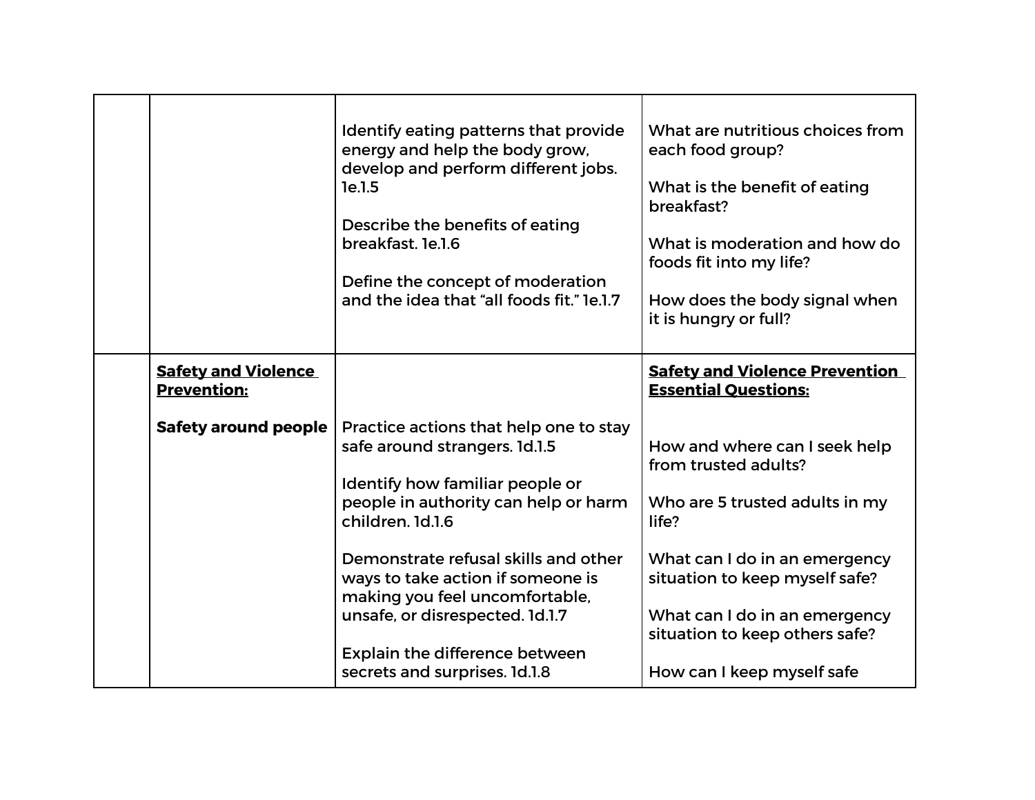| | | | |
|---|---|---|---|
| | | Identify eating patterns that provide energy and help the body grow, develop and perform different jobs. 1e.1.5<br><br>Describe the benefits of eating breakfast. 1e.1.6<br><br>Define the concept of moderation and the idea that "all foods fit." 1e.1.7 | What are nutritious choices from each food group?<br><br>What is the benefit of eating breakfast?<br><br>What is moderation and how do foods fit into my life?<br><br>How does the body signal when it is hungry or full? |
| | **<u>Safety and Violence Prevention:</u>**<br><br>**Safety around people** | Practice actions that help one to stay safe around strangers. 1d.1.5<br><br>Identify how familiar people or people in authority can help or harm children. 1d.1.6<br><br>Demonstrate refusal skills and other ways to take action if someone is making you feel uncomfortable, unsafe, or disrespected. 1d.1.7<br><br>Explain the difference between secrets and surprises. 1d.1.8 | **<u>Safety and Violence Prevention Essential Questions:</u>**<br><br>How and where can I seek help from trusted adults?<br><br>Who are 5 trusted adults in my life?<br><br>What can I do in an emergency situation to keep myself safe?<br><br>What can I do in an emergency situation to keep others safe?<br><br>How can I keep myself safe |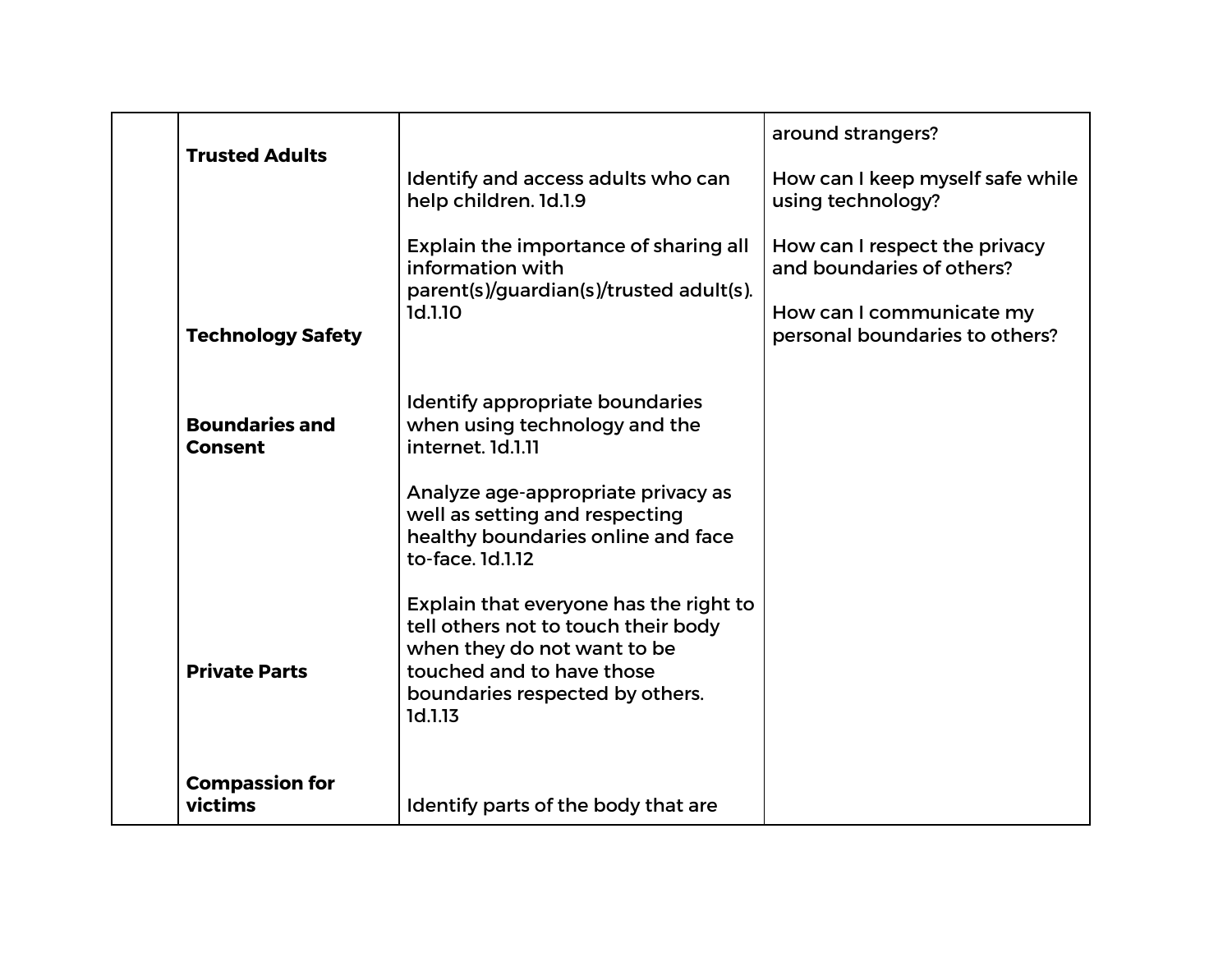| | | | |
|---|---|---|---|
| | **Trusted Adults**<br><br>**Technology Safety**<br><br>**Boundaries and Consent**<br><br>**Private Parts**<br><br>**Compassion for victims** | Identify and access adults who can help children. 1d.1.9<br><br>Explain the importance of sharing all information with parent(s)/guardian(s)/trusted adult(s). 1d.1.10<br><br>Identify appropriate boundaries when using technology and the internet. 1d.1.11<br><br>Analyze age-appropriate privacy as well as setting and respecting healthy boundaries online and face to-face. 1d.1.12<br><br>Explain that everyone has the right to tell others not to touch their body when they do not want to be touched and to have those boundaries respected by others. 1d.1.13<br><br>Identify parts of the body that are | around strangers?<br><br>How can I keep myself safe while using technology?<br><br>How can I respect the privacy and boundaries of others?<br><br>How can I communicate my personal boundaries to others? |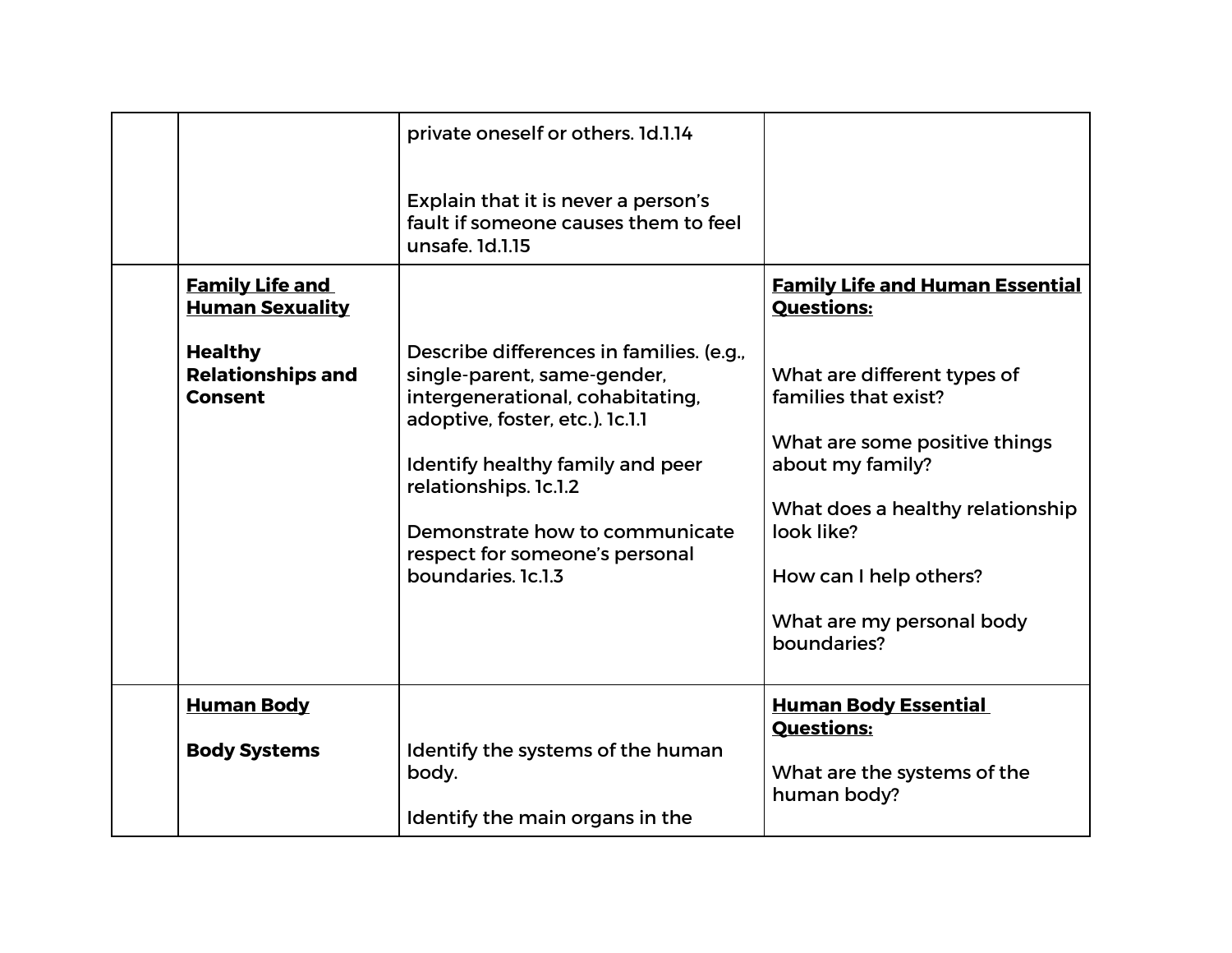| | | | |
|---|---|---|---|
| | | private oneself or others. 1d.1.14<br><br>Explain that it is never a person's fault if someone causes them to feel unsafe. 1d.1.15 | |
| | **Family Life and Human Sexuality**<br><br>**Healthy Relationships and Consent** | Describe differences in families. (e.g., single-parent, same-gender, intergenerational, cohabitating, adoptive, foster, etc.). 1c.1.1<br><br>Identify healthy family and peer relationships. 1c.1.2<br><br>Demonstrate how to communicate respect for someone's personal boundaries. 1c.1.3 | **Family Life and Human Essential Questions:**<br><br>What are different types of families that exist?<br><br>What are some positive things about my family?<br><br>What does a healthy relationship look like?<br><br>How can I help others?<br><br>What are my personal body boundaries? |
| | **Human Body**<br><br>**Body Systems** | Identify the systems of the human body.<br><br>Identify the main organs in the | **Human Body Essential Questions:**<br><br>What are the systems of the human body? |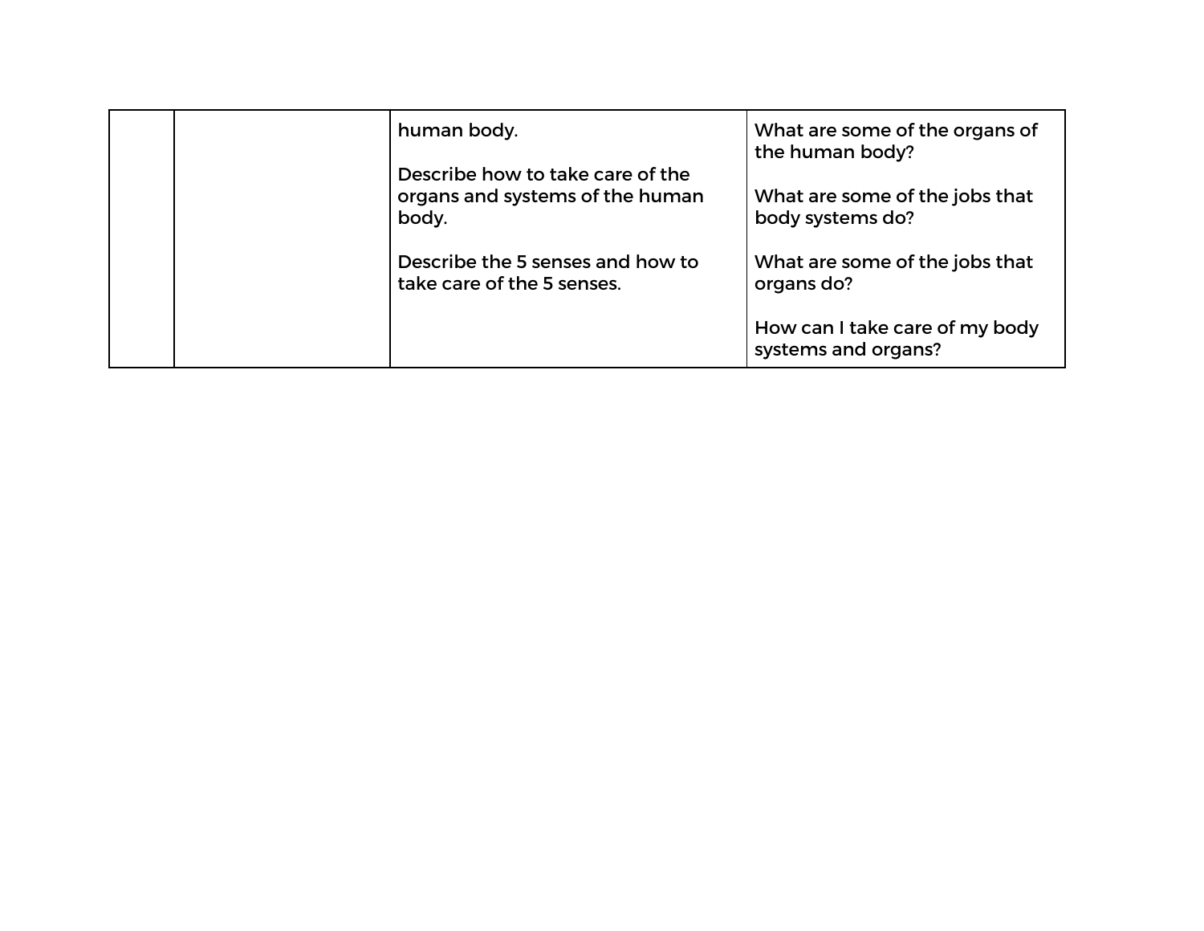| | | | |
|---|---|---|---|
| | | human body.<br><br>Describe how to take care of the organs and systems of the human body.<br><br>Describe the 5 senses and how to take care of the 5 senses. | What are some of the organs of the human body?<br><br>What are some of the jobs that body systems do?<br><br>What are some of the jobs that organs do?<br><br>How can I take care of my body systems and organs? |